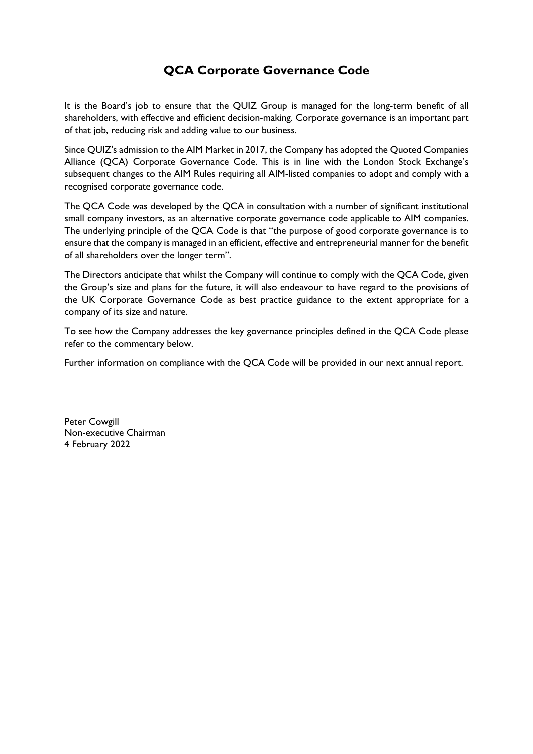# QCA Corporate Governance Code

It is the Board's job to ensure that the QUIZ Group is managed for the long-term benefit of all shareholders, with effective and efficient decision-making. Corporate governance is an important part of that job, reducing risk and adding value to our business.

Since QUIZ's admission to the AIM Market in 2017, the Company has adopted the Quoted Companies Alliance (QCA) Corporate Governance Code. This is in line with the London Stock Exchange's subsequent changes to the AIM Rules requiring all AIM-listed companies to adopt and comply with a recognised corporate governance code.

The QCA Code was developed by the QCA in consultation with a number of significant institutional small company investors, as an alternative corporate governance code applicable to AIM companies. The underlying principle of the QCA Code is that "the purpose of good corporate governance is to ensure that the company is managed in an efficient, effective and entrepreneurial manner for the benefit of all shareholders over the longer term".

The Directors anticipate that whilst the Company will continue to comply with the QCA Code, given the Group's size and plans for the future, it will also endeavour to have regard to the provisions of the UK Corporate Governance Code as best practice guidance to the extent appropriate for a company of its size and nature.

To see how the Company addresses the key governance principles defined in the QCA Code please refer to the commentary below.

Further information on compliance with the QCA Code will be provided in our next annual report.

Peter Cowgill
Non-executive Chairman
4 February 2022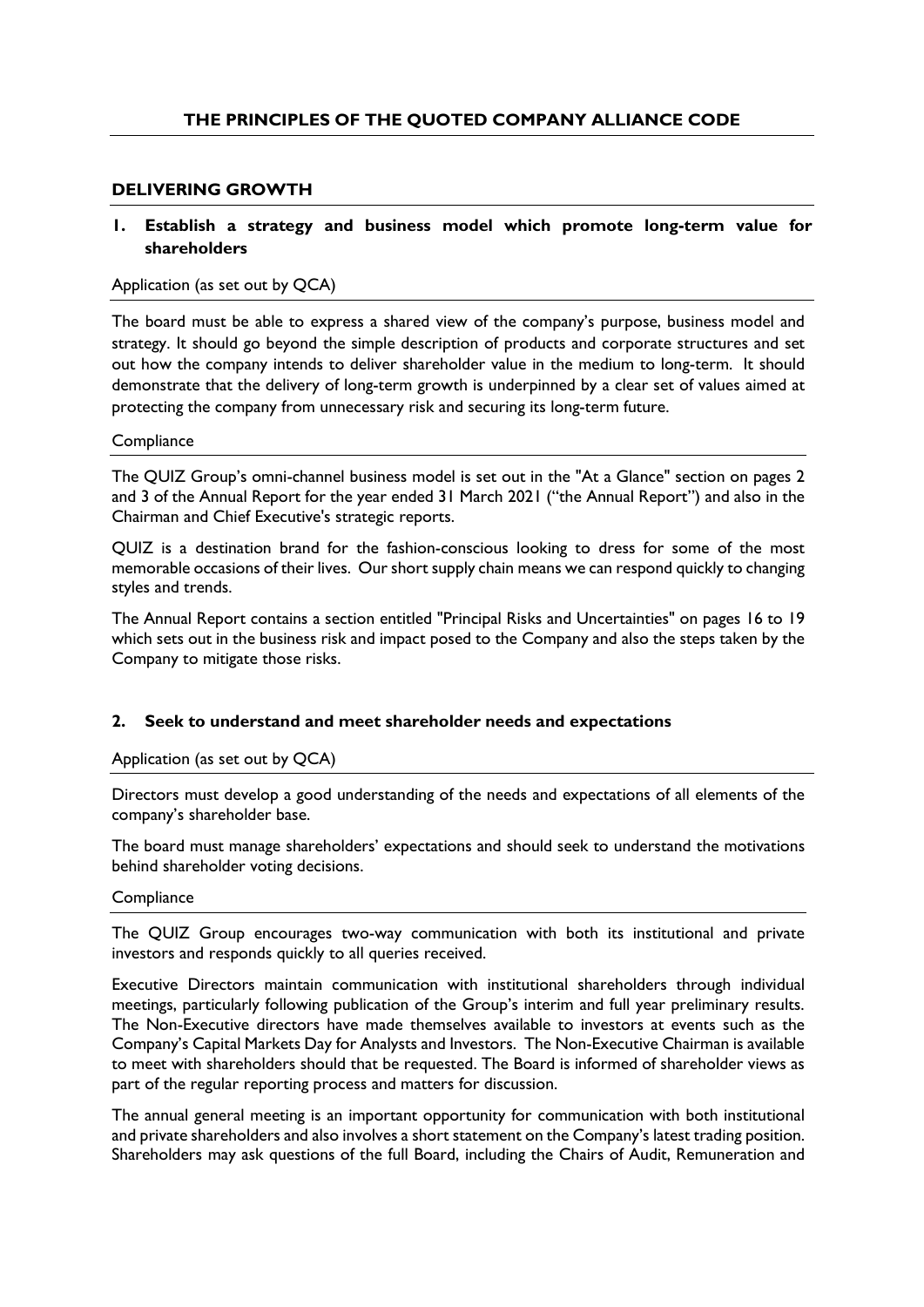# THE PRINCIPLES OF THE QUOTED COMPANY ALLIANCE CODE

## DELIVERING GROWTH

### 1. Establish a strategy and business model which promote long-term value for shareholders

Application (as set out by QCA)

The board must be able to express a shared view of the company's purpose, business model and strategy. It should go beyond the simple description of products and corporate structures and set out how the company intends to deliver shareholder value in the medium to long-term. It should demonstrate that the delivery of long-term growth is underpinned by a clear set of values aimed at protecting the company from unnecessary risk and securing its long-term future.

Compliance

The QUIZ Group's omni-channel business model is set out in the "At a Glance" section on pages 2 and 3 of the Annual Report for the year ended 31 March 2021 ("the Annual Report") and also in the Chairman and Chief Executive's strategic reports.

QUIZ is a destination brand for the fashion-conscious looking to dress for some of the most memorable occasions of their lives. Our short supply chain means we can respond quickly to changing styles and trends.

The Annual Report contains a section entitled "Principal Risks and Uncertainties" on pages 16 to 19 which sets out in the business risk and impact posed to the Company and also the steps taken by the Company to mitigate those risks.

### 2. Seek to understand and meet shareholder needs and expectations

Application (as set out by QCA)

Directors must develop a good understanding of the needs and expectations of all elements of the company's shareholder base.

The board must manage shareholders' expectations and should seek to understand the motivations behind shareholder voting decisions.

Compliance

The QUIZ Group encourages two-way communication with both its institutional and private investors and responds quickly to all queries received.

Executive Directors maintain communication with institutional shareholders through individual meetings, particularly following publication of the Group's interim and full year preliminary results. The Non-Executive directors have made themselves available to investors at events such as the Company's Capital Markets Day for Analysts and Investors. The Non-Executive Chairman is available to meet with shareholders should that be requested. The Board is informed of shareholder views as part of the regular reporting process and matters for discussion.

The annual general meeting is an important opportunity for communication with both institutional and private shareholders and also involves a short statement on the Company's latest trading position. Shareholders may ask questions of the full Board, including the Chairs of Audit, Remuneration and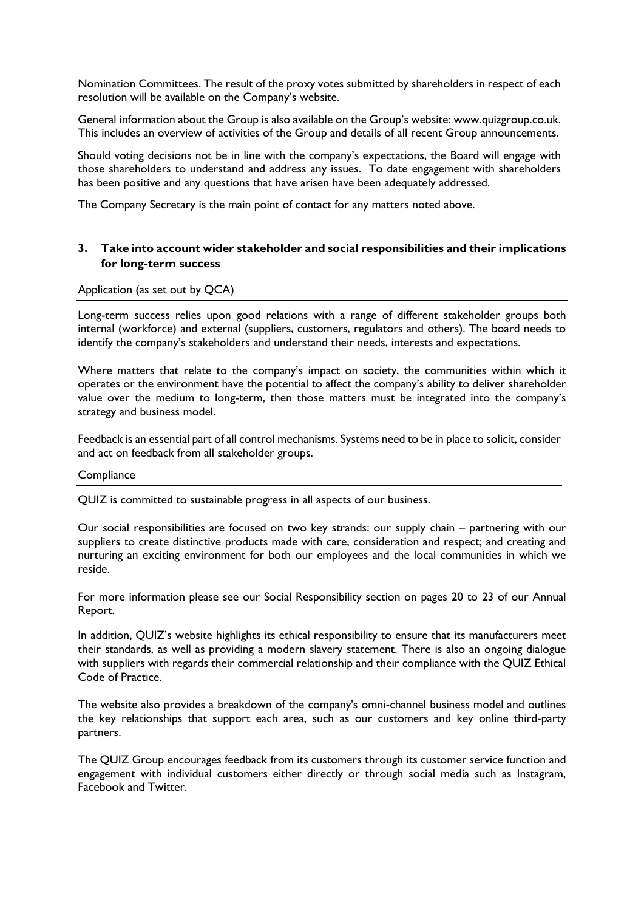Nomination Committees. The result of the proxy votes submitted by shareholders in respect of each resolution will be available on the Company's website.

General information about the Group is also available on the Group's website: www.quizgroup.co.uk. This includes an overview of activities of the Group and details of all recent Group announcements.

Should voting decisions not be in line with the company's expectations, the Board will engage with those shareholders to understand and address any issues. To date engagement with shareholders has been positive and any questions that have arisen have been adequately addressed.

The Company Secretary is the main point of contact for any matters noted above.

## 3. Take into account wider stakeholder and social responsibilities and their implications for long-term success

Application (as set out by QCA)

Long-term success relies upon good relations with a range of different stakeholder groups both internal (workforce) and external (suppliers, customers, regulators and others). The board needs to identify the company's stakeholders and understand their needs, interests and expectations.

Where matters that relate to the company's impact on society, the communities within which it operates or the environment have the potential to affect the company's ability to deliver shareholder value over the medium to long-term, then those matters must be integrated into the company's strategy and business model.

Feedback is an essential part of all control mechanisms. Systems need to be in place to solicit, consider and act on feedback from all stakeholder groups.

Compliance

QUIZ is committed to sustainable progress in all aspects of our business.

Our social responsibilities are focused on two key strands: our supply chain – partnering with our suppliers to create distinctive products made with care, consideration and respect; and creating and nurturing an exciting environment for both our employees and the local communities in which we reside.

For more information please see our Social Responsibility section on pages 20 to 23 of our Annual Report.

In addition, QUIZ's website highlights its ethical responsibility to ensure that its manufacturers meet their standards, as well as providing a modern slavery statement. There is also an ongoing dialogue with suppliers with regards their commercial relationship and their compliance with the QUIZ Ethical Code of Practice.

The website also provides a breakdown of the company's omni-channel business model and outlines the key relationships that support each area, such as our customers and key online third-party partners.

The QUIZ Group encourages feedback from its customers through its customer service function and engagement with individual customers either directly or through social media such as Instagram, Facebook and Twitter.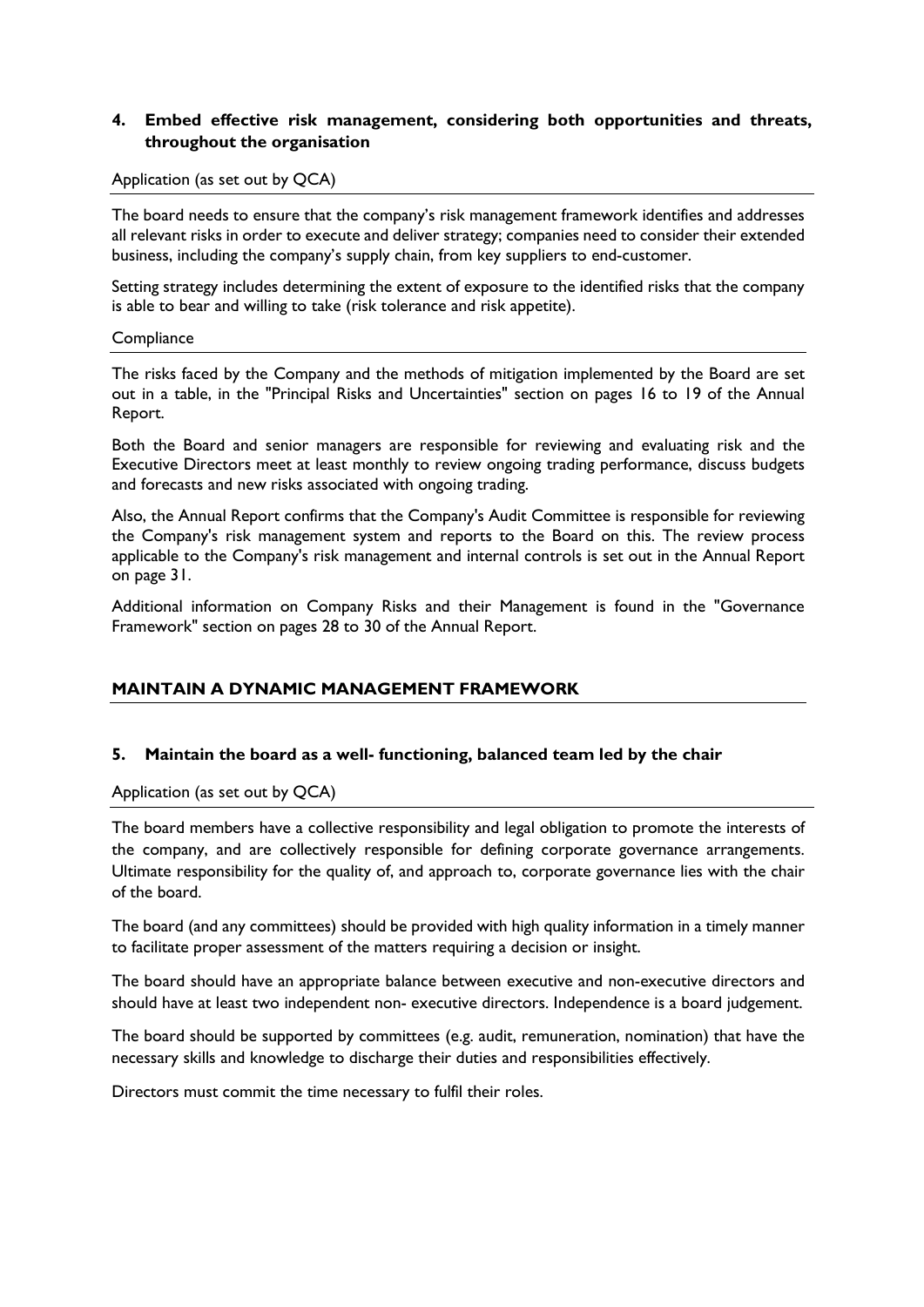### 4. Embed effective risk management, considering both opportunities and threats, throughout the organisation

Application (as set out by QCA)

The board needs to ensure that the company's risk management framework identifies and addresses all relevant risks in order to execute and deliver strategy; companies need to consider their extended business, including the company's supply chain, from key suppliers to end-customer.

Setting strategy includes determining the extent of exposure to the identified risks that the company is able to bear and willing to take (risk tolerance and risk appetite).

Compliance

The risks faced by the Company and the methods of mitigation implemented by the Board are set out in a table, in the "Principal Risks and Uncertainties" section on pages 16 to 19 of the Annual Report.

Both the Board and senior managers are responsible for reviewing and evaluating risk and the Executive Directors meet at least monthly to review ongoing trading performance, discuss budgets and forecasts and new risks associated with ongoing trading.

Also, the Annual Report confirms that the Company's Audit Committee is responsible for reviewing the Company's risk management system and reports to the Board on this. The review process applicable to the Company's risk management and internal controls is set out in the Annual Report on page 31.

Additional information on Company Risks and their Management is found in the "Governance Framework" section on pages 28 to 30 of the Annual Report.

## MAINTAIN A DYNAMIC MANAGEMENT FRAMEWORK

### 5. Maintain the board as a well- functioning, balanced team led by the chair

Application (as set out by QCA)

The board members have a collective responsibility and legal obligation to promote the interests of the company, and are collectively responsible for defining corporate governance arrangements. Ultimate responsibility for the quality of, and approach to, corporate governance lies with the chair of the board.

The board (and any committees) should be provided with high quality information in a timely manner to facilitate proper assessment of the matters requiring a decision or insight.

The board should have an appropriate balance between executive and non-executive directors and should have at least two independent non- executive directors. Independence is a board judgement.

The board should be supported by committees (e.g. audit, remuneration, nomination) that have the necessary skills and knowledge to discharge their duties and responsibilities effectively.

Directors must commit the time necessary to fulfil their roles.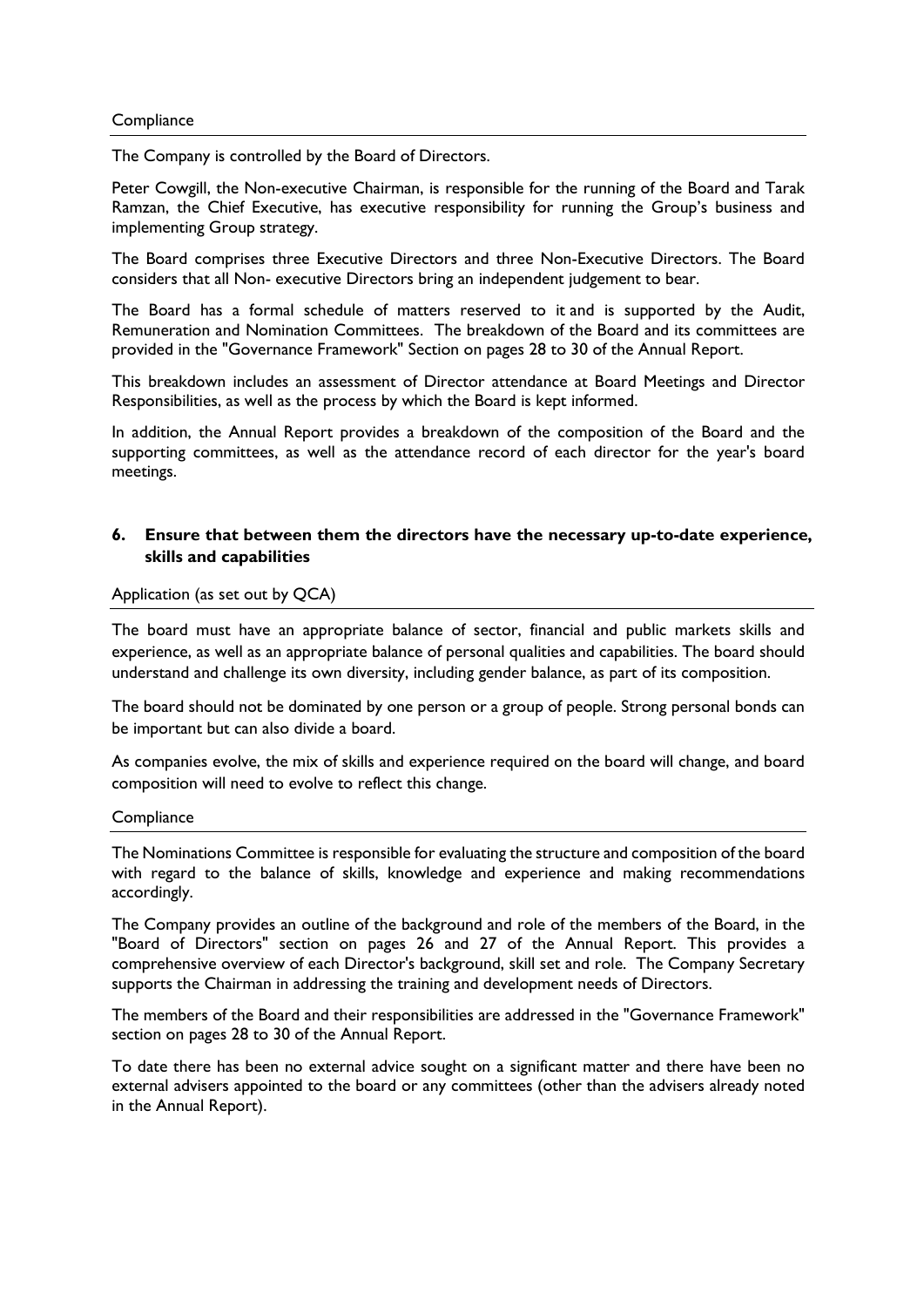Compliance

The Company is controlled by the Board of Directors.

Peter Cowgill, the Non-executive Chairman, is responsible for the running of the Board and Tarak Ramzan, the Chief Executive, has executive responsibility for running the Group's business and implementing Group strategy.

The Board comprises three Executive Directors and three Non-Executive Directors. The Board considers that all Non- executive Directors bring an independent judgement to bear.

The Board has a formal schedule of matters reserved to it and is supported by the Audit, Remuneration and Nomination Committees. The breakdown of the Board and its committees are provided in the "Governance Framework" Section on pages 28 to 30 of the Annual Report.

This breakdown includes an assessment of Director attendance at Board Meetings and Director Responsibilities, as well as the process by which the Board is kept informed.

In addition, the Annual Report provides a breakdown of the composition of the Board and the supporting committees, as well as the attendance record of each director for the year's board meetings.

## 6. Ensure that between them the directors have the necessary up-to-date experience, skills and capabilities

Application (as set out by QCA)

The board must have an appropriate balance of sector, financial and public markets skills and experience, as well as an appropriate balance of personal qualities and capabilities. The board should understand and challenge its own diversity, including gender balance, as part of its composition.

The board should not be dominated by one person or a group of people. Strong personal bonds can be important but can also divide a board.

As companies evolve, the mix of skills and experience required on the board will change, and board composition will need to evolve to reflect this change.

Compliance

The Nominations Committee is responsible for evaluating the structure and composition of the board with regard to the balance of skills, knowledge and experience and making recommendations accordingly.

The Company provides an outline of the background and role of the members of the Board, in the "Board of Directors" section on pages 26 and 27 of the Annual Report. This provides a comprehensive overview of each Director's background, skill set and role. The Company Secretary supports the Chairman in addressing the training and development needs of Directors.

The members of the Board and their responsibilities are addressed in the "Governance Framework" section on pages 28 to 30 of the Annual Report.

To date there has been no external advice sought on a significant matter and there have been no external advisers appointed to the board or any committees (other than the advisers already noted in the Annual Report).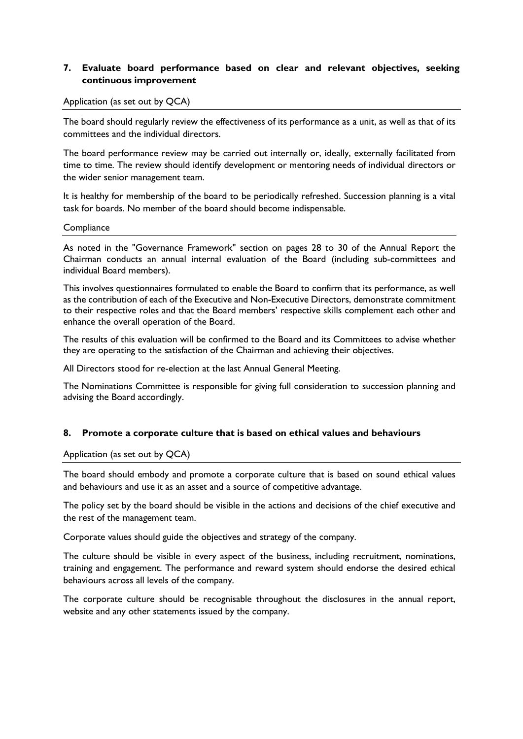## 7. Evaluate board performance based on clear and relevant objectives, seeking continuous improvement

Application (as set out by QCA)

The board should regularly review the effectiveness of its performance as a unit, as well as that of its committees and the individual directors.

The board performance review may be carried out internally or, ideally, externally facilitated from time to time. The review should identify development or mentoring needs of individual directors or the wider senior management team.

It is healthy for membership of the board to be periodically refreshed. Succession planning is a vital task for boards. No member of the board should become indispensable.

Compliance

As noted in the "Governance Framework" section on pages 28 to 30 of the Annual Report the Chairman conducts an annual internal evaluation of the Board (including sub-committees and individual Board members).

This involves questionnaires formulated to enable the Board to confirm that its performance, as well as the contribution of each of the Executive and Non-Executive Directors, demonstrate commitment to their respective roles and that the Board members' respective skills complement each other and enhance the overall operation of the Board.

The results of this evaluation will be confirmed to the Board and its Committees to advise whether they are operating to the satisfaction of the Chairman and achieving their objectives.

All Directors stood for re-election at the last Annual General Meeting.

The Nominations Committee is responsible for giving full consideration to succession planning and advising the Board accordingly.

## 8. Promote a corporate culture that is based on ethical values and behaviours

Application (as set out by QCA)

The board should embody and promote a corporate culture that is based on sound ethical values and behaviours and use it as an asset and a source of competitive advantage.

The policy set by the board should be visible in the actions and decisions of the chief executive and the rest of the management team.

Corporate values should guide the objectives and strategy of the company.

The culture should be visible in every aspect of the business, including recruitment, nominations, training and engagement. The performance and reward system should endorse the desired ethical behaviours across all levels of the company.

The corporate culture should be recognisable throughout the disclosures in the annual report, website and any other statements issued by the company.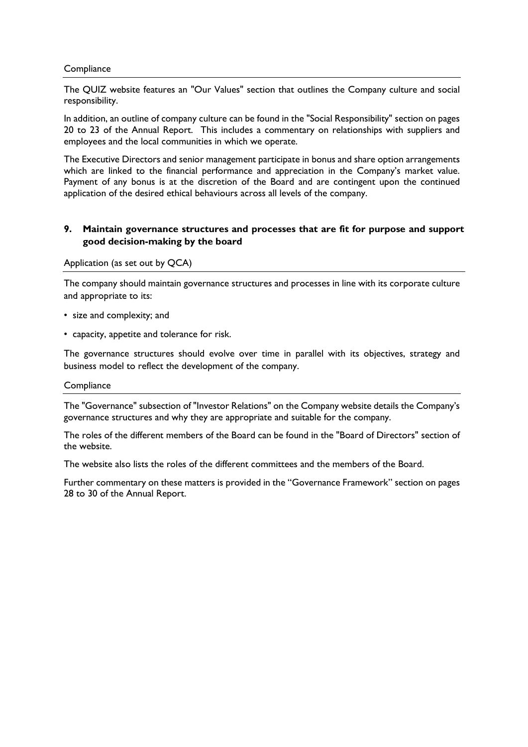Compliance

The QUIZ website features an "Our Values" section that outlines the Company culture and social responsibility.

In addition, an outline of company culture can be found in the "Social Responsibility" section on pages 20 to 23 of the Annual Report. This includes a commentary on relationships with suppliers and employees and the local communities in which we operate.

The Executive Directors and senior management participate in bonus and share option arrangements which are linked to the financial performance and appreciation in the Company's market value. Payment of any bonus is at the discretion of the Board and are contingent upon the continued application of the desired ethical behaviours across all levels of the company.

## 9. Maintain governance structures and processes that are fit for purpose and support good decision-making by the board

Application (as set out by QCA)

The company should maintain governance structures and processes in line with its corporate culture and appropriate to its:

- size and complexity; and
- capacity, appetite and tolerance for risk.

The governance structures should evolve over time in parallel with its objectives, strategy and business model to reflect the development of the company.

Compliance

The "Governance" subsection of "Investor Relations" on the Company website details the Company's governance structures and why they are appropriate and suitable for the company.

The roles of the different members of the Board can be found in the "Board of Directors" section of the website.

The website also lists the roles of the different committees and the members of the Board.

Further commentary on these matters is provided in the "Governance Framework" section on pages 28 to 30 of the Annual Report.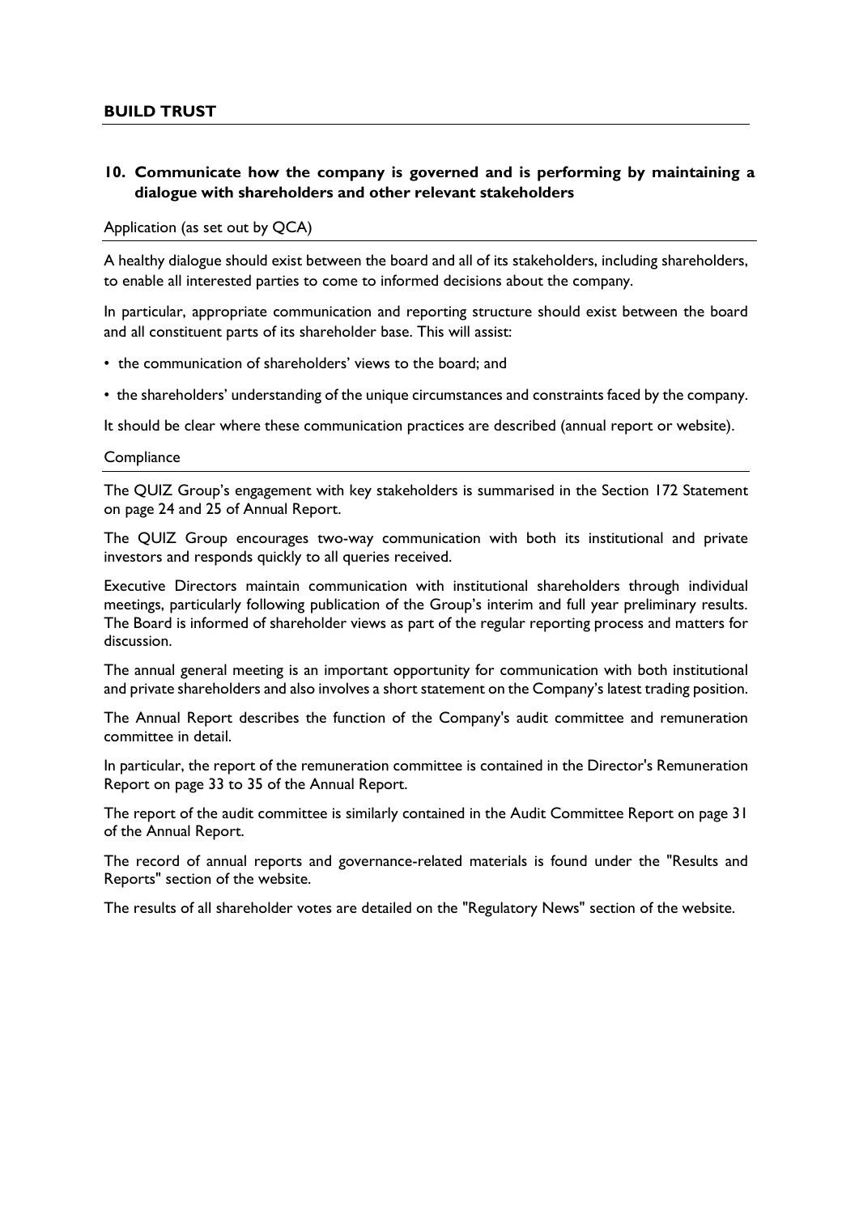## BUILD TRUST

### 10. Communicate how the company is governed and is performing by maintaining a dialogue with shareholders and other relevant stakeholders

Application (as set out by QCA)

A healthy dialogue should exist between the board and all of its stakeholders, including shareholders, to enable all interested parties to come to informed decisions about the company.

In particular, appropriate communication and reporting structure should exist between the board and all constituent parts of its shareholder base. This will assist:

- the communication of shareholders' views to the board; and
- the shareholders' understanding of the unique circumstances and constraints faced by the company.

It should be clear where these communication practices are described (annual report or website).

Compliance

The QUIZ Group's engagement with key stakeholders is summarised in the Section 172 Statement on page 24 and 25 of Annual Report.

The QUIZ Group encourages two-way communication with both its institutional and private investors and responds quickly to all queries received.

Executive Directors maintain communication with institutional shareholders through individual meetings, particularly following publication of the Group's interim and full year preliminary results. The Board is informed of shareholder views as part of the regular reporting process and matters for discussion.

The annual general meeting is an important opportunity for communication with both institutional and private shareholders and also involves a short statement on the Company's latest trading position.

The Annual Report describes the function of the Company's audit committee and remuneration committee in detail.

In particular, the report of the remuneration committee is contained in the Director's Remuneration Report on page 33 to 35 of the Annual Report.

The report of the audit committee is similarly contained in the Audit Committee Report on page 31 of the Annual Report.

The record of annual reports and governance-related materials is found under the "Results and Reports" section of the website.

The results of all shareholder votes are detailed on the "Regulatory News" section of the website.